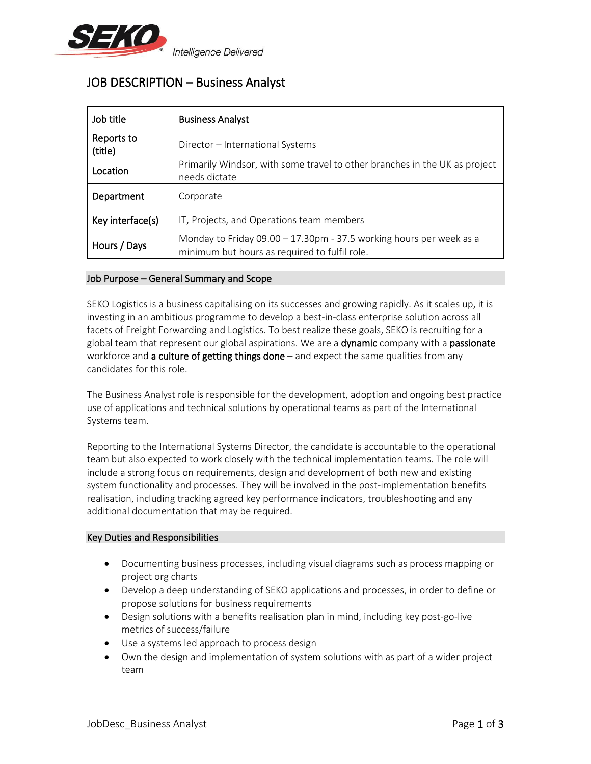SEKO *Intelligence Delivered*

# JOB DESCRIPTION – Business Analyst

| Job title | Business Analyst |
|---|---|
| Reports to (title) | Director – International Systems |
| Location | Primarily Windsor, with some travel to other branches in the UK as project needs dictate |
| Department | Corporate |
| Key interface(s) | IT, Projects, and Operations team members |
| Hours / Days | Monday to Friday 09.00 – 17.30pm - 37.5 working hours per week as a minimum but hours as required to fulfil role. |

## Job Purpose – General Summary and Scope

SEKO Logistics is a business capitalising on its successes and growing rapidly. As it scales up, it is investing in an ambitious programme to develop a best-in-class enterprise solution across all facets of Freight Forwarding and Logistics. To best realize these goals, SEKO is recruiting for a global team that represent our global aspirations. We are a **dynamic** company with a **passionate** workforce and **a culture of getting things done** – and expect the same qualities from any candidates for this role.

The Business Analyst role is responsible for the development, adoption and ongoing best practice use of applications and technical solutions by operational teams as part of the International Systems team.

Reporting to the International Systems Director, the candidate is accountable to the operational team but also expected to work closely with the technical implementation teams. The role will include a strong focus on requirements, design and development of both new and existing system functionality and processes. They will be involved in the post-implementation benefits realisation, including tracking agreed key performance indicators, troubleshooting and any additional documentation that may be required.

## Key Duties and Responsibilities

- Documenting business processes, including visual diagrams such as process mapping or project org charts
- Develop a deep understanding of SEKO applications and processes, in order to define or propose solutions for business requirements
- Design solutions with a benefits realisation plan in mind, including key post-go-live metrics of success/failure
- Use a systems led approach to process design
- Own the design and implementation of system solutions with as part of a wider project team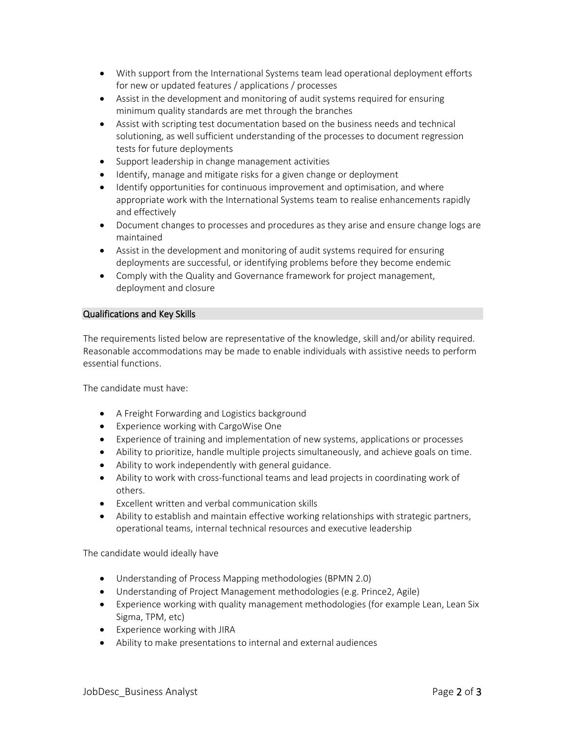- With support from the International Systems team lead operational deployment efforts for new or updated features / applications / processes
- Assist in the development and monitoring of audit systems required for ensuring minimum quality standards are met through the branches
- Assist with scripting test documentation based on the business needs and technical solutioning, as well sufficient understanding of the processes to document regression tests for future deployments
- Support leadership in change management activities
- Identify, manage and mitigate risks for a given change or deployment
- Identify opportunities for continuous improvement and optimisation, and where appropriate work with the International Systems team to realise enhancements rapidly and effectively
- Document changes to processes and procedures as they arise and ensure change logs are maintained
- Assist in the development and monitoring of audit systems required for ensuring deployments are successful, or identifying problems before they become endemic
- Comply with the Quality and Governance framework for project management, deployment and closure

## Qualifications and Key Skills

The requirements listed below are representative of the knowledge, skill and/or ability required. Reasonable accommodations may be made to enable individuals with assistive needs to perform essential functions.

The candidate must have:

- A Freight Forwarding and Logistics background
- Experience working with CargoWise One
- Experience of training and implementation of new systems, applications or processes
- Ability to prioritize, handle multiple projects simultaneously, and achieve goals on time.
- Ability to work independently with general guidance.
- Ability to work with cross-functional teams and lead projects in coordinating work of others.
- Excellent written and verbal communication skills
- Ability to establish and maintain effective working relationships with strategic partners, operational teams, internal technical resources and executive leadership

The candidate would ideally have

- Understanding of Process Mapping methodologies (BPMN 2.0)
- Understanding of Project Management methodologies (e.g. Prince2, Agile)
- Experience working with quality management methodologies (for example Lean, Lean Six Sigma, TPM, etc)
- Experience working with JIRA
- Ability to make presentations to internal and external audiences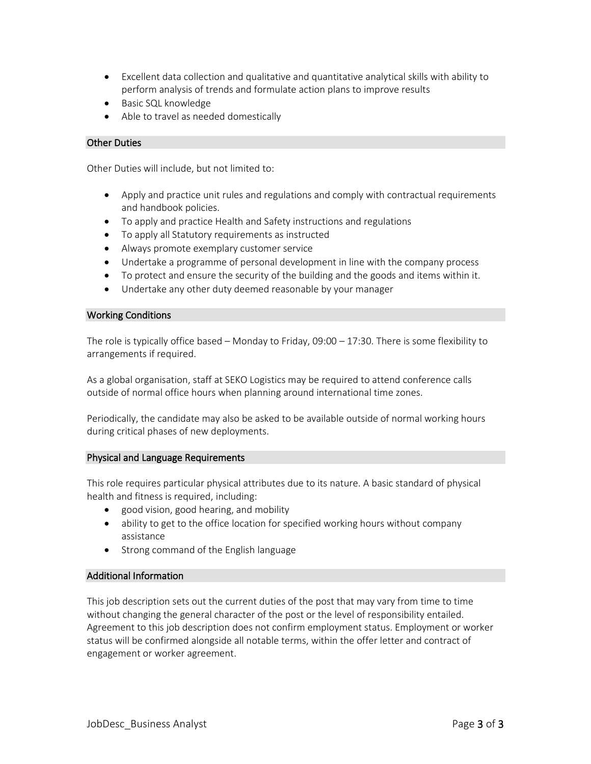- Excellent data collection and qualitative and quantitative analytical skills with ability to perform analysis of trends and formulate action plans to improve results
- Basic SQL knowledge
- Able to travel as needed domestically

## Other Duties

Other Duties will include, but not limited to:

- Apply and practice unit rules and regulations and comply with contractual requirements and handbook policies.
- To apply and practice Health and Safety instructions and regulations
- To apply all Statutory requirements as instructed
- Always promote exemplary customer service
- Undertake a programme of personal development in line with the company process
- To protect and ensure the security of the building and the goods and items within it.
- Undertake any other duty deemed reasonable by your manager

## Working Conditions

The role is typically office based – Monday to Friday, 09:00 – 17:30. There is some flexibility to arrangements if required.

As a global organisation, staff at SEKO Logistics may be required to attend conference calls outside of normal office hours when planning around international time zones.

Periodically, the candidate may also be asked to be available outside of normal working hours during critical phases of new deployments.

## Physical and Language Requirements

This role requires particular physical attributes due to its nature. A basic standard of physical health and fitness is required, including:

- good vision, good hearing, and mobility
- ability to get to the office location for specified working hours without company assistance
- Strong command of the English language

## Additional Information

This job description sets out the current duties of the post that may vary from time to time without changing the general character of the post or the level of responsibility entailed. Agreement to this job description does not confirm employment status. Employment or worker status will be confirmed alongside all notable terms, within the offer letter and contract of engagement or worker agreement.